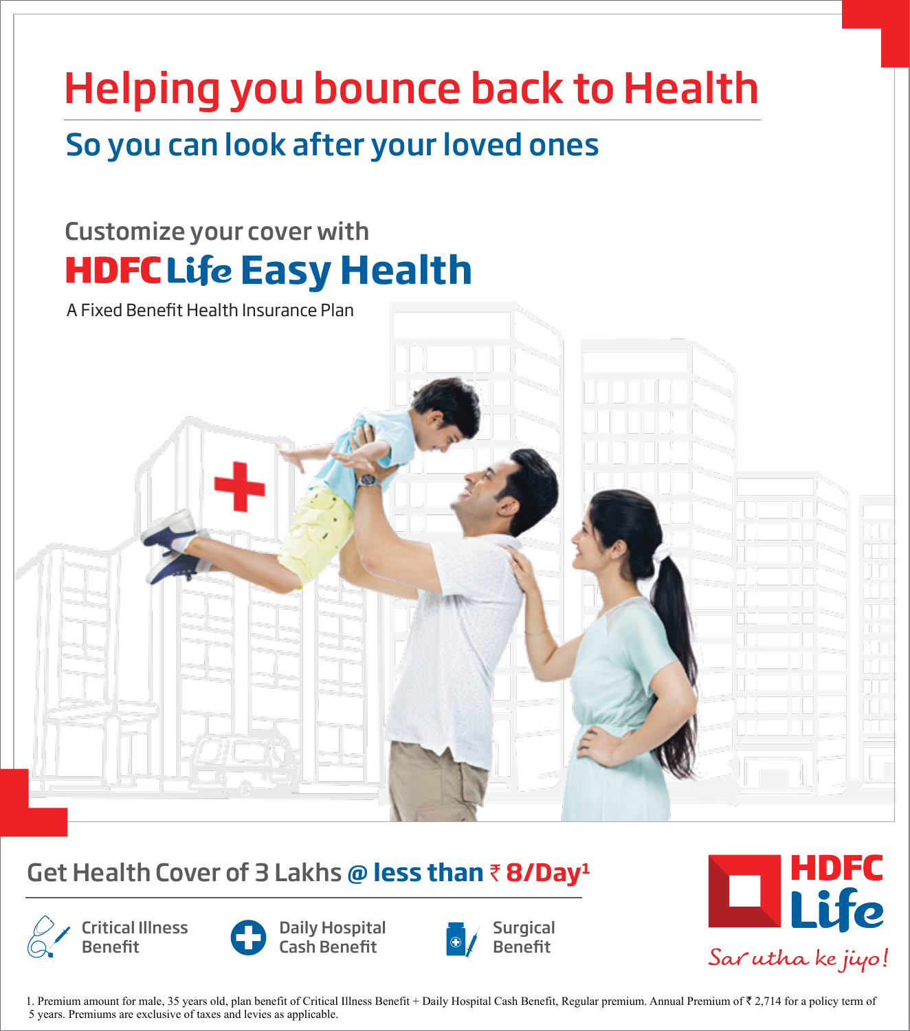# Helping you bounce back to Health

## So you can look after your loved ones

Customize your cover with

## HDFC Life Easy Health

A Fixed Benefit Health Insurance Plan

**Get Health Cover of 3 Lakhs @ less than ₹ 8/Day[1]**

- Critical Illness Benefit
- Daily Hospital Cash Benefit
- Surgical Benefit

HDFC Life

*Sar utha ke jiyo!*

1. Premium amount for male, 35 years old, plan benefit of Critical Illness Benefit + Daily Hospital Cash Benefit, Regular premium. Annual Premium of ₹ 2,714 for a policy term of 5 years. Premiums are exclusive of taxes and levies as applicable.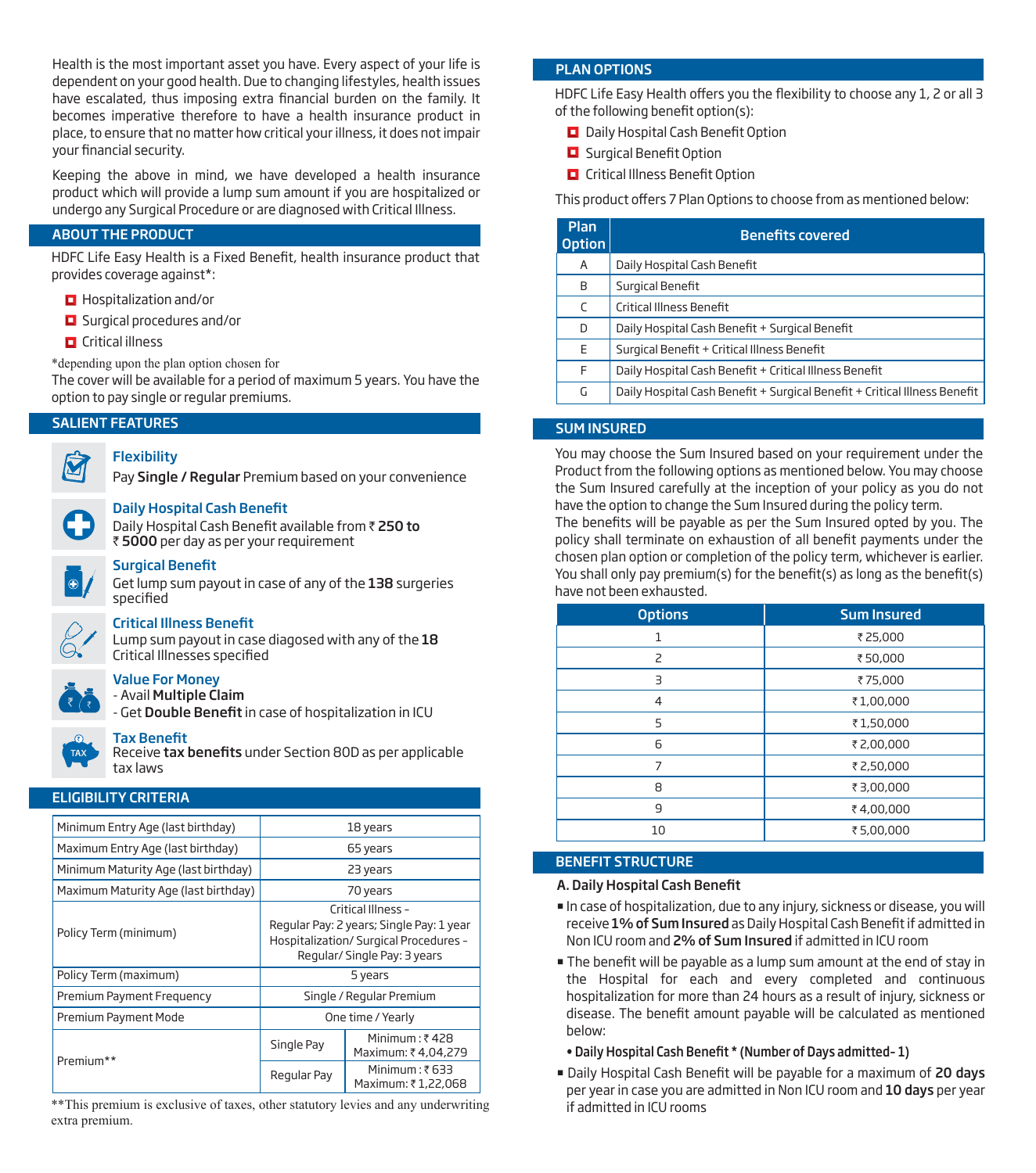Health is the most important asset you have. Every aspect of your life is dependent on your good health. Due to changing lifestyles, health issues have escalated, thus imposing extra financial burden on the family. It becomes imperative therefore to have a health insurance product in place, to ensure that no matter how critical your illness, it does not impair your financial security.

Keeping the above in mind, we have developed a health insurance product which will provide a lump sum amount if you are hospitalized or undergo any Surgical Procedure or are diagnosed with Critical Illness.

## ABOUT THE PRODUCT

HDFC Life Easy Health is a Fixed Benefit, health insurance product that provides coverage against*:

- Hospitalization and/or
- Surgical procedures and/or
- Critical illness

*depending upon the plan option chosen for

The cover will be available for a period of maximum 5 years. You have the option to pay single or regular premiums.

## SALIENT FEATURES

**Flexibility**
Pay **Single / Regular** Premium based on your convenience

**Daily Hospital Cash Benefit**
Daily Hospital Cash Benefit available from ₹ **250 to** ₹ **5000** per day as per your requirement

**Surgical Benefit**
Get lump sum payout in case of any of the **138** surgeries specified

**Critical Illness Benefit**
Lump sum payout in case diagosed with any of the **18** Critical Illnesses specified

**Value For Money**
- Avail **Multiple Claim**
- Get **Double Benefit** in case of hospitalization in ICU

**Tax Benefit**
Receive **tax benefits** under Section 80D as per applicable tax laws

## ELIGIBILITY CRITERIA

| | | |
|---|---|---|
| Minimum Entry Age (last birthday) | 18 years | |
| Maximum Entry Age (last birthday) | 65 years | |
| Minimum Maturity Age (last birthday) | 23 years | |
| Maximum Maturity Age (last birthday) | 70 years | |
| Policy Term (minimum) | Critical Illness – Regular Pay: 2 years; Single Pay: 1 year Hospitalization/ Surgical Procedures – Regular/ Single Pay: 3 years | |
| Policy Term (maximum) | 5 years | |
| Premium Payment Frequency | Single / Regular Premium | |
| Premium Payment Mode | One time / Yearly | |
| Premium** | Single Pay | Minimum : ₹ 428 Maximum: ₹ 4,04,279 |
| | Regular Pay | Minimum : ₹ 633 Maximum: ₹ 1,22,068 |

**This premium is exclusive of taxes, other statutory levies and any underwriting extra premium.

## PLAN OPTIONS

HDFC Life Easy Health offers you the flexibility to choose any 1, 2 or all 3 of the following benefit option(s):

- Daily Hospital Cash Benefit Option
- Surgical Benefit Option
- Critical Illness Benefit Option

This product offers 7 Plan Options to choose from as mentioned below:

| Plan Option | Benefits covered |
|---|---|
| A | Daily Hospital Cash Benefit |
| B | Surgical Benefit |
| C | Critical Illness Benefit |
| D | Daily Hospital Cash Benefit + Surgical Benefit |
| E | Surgical Benefit + Critical Illness Benefit |
| F | Daily Hospital Cash Benefit + Critical Illness Benefit |
| G | Daily Hospital Cash Benefit + Surgical Benefit + Critical Illness Benefit |

## SUM INSURED

You may choose the Sum Insured based on your requirement under the Product from the following options as mentioned below. You may choose the Sum Insured carefully at the inception of your policy as you do not have the option to change the Sum Insured during the policy term.
The benefits will be payable as per the Sum Insured opted by you. The policy shall terminate on exhaustion of all benefit payments under the chosen plan option or completion of the policy term, whichever is earlier. You shall only pay premium(s) for the benefit(s) as long as the benefit(s) have not been exhausted.

| Options | Sum Insured |
|---|---|
| 1 | ₹ 25,000 |
| 2 | ₹ 50,000 |
| 3 | ₹ 75,000 |
| 4 | ₹ 1,00,000 |
| 5 | ₹ 1,50,000 |
| 6 | ₹ 2,00,000 |
| 7 | ₹ 2,50,000 |
| 8 | ₹ 3,00,000 |
| 9 | ₹ 4,00,000 |
| 10 | ₹ 5,00,000 |

## BENEFIT STRUCTURE

### A. Daily Hospital Cash Benefit

- In case of hospitalization, due to any injury, sickness or disease, you will receive **1% of Sum Insured** as Daily Hospital Cash Benefit if admitted in Non ICU room and **2% of Sum Insured** if admitted in ICU room
- The benefit will be payable as a lump sum amount at the end of stay in the Hospital for each and every completed and continuous hospitalization for more than 24 hours as a result of injury, sickness or disease. The benefit amount payable will be calculated as mentioned below:
  - **Daily Hospital Cash Benefit * (Number of Days admitted - 1)**
- Daily Hospital Cash Benefit will be payable for a maximum of **20 days** per year in case you are admitted in Non ICU room and **10 days** per year if admitted in ICU rooms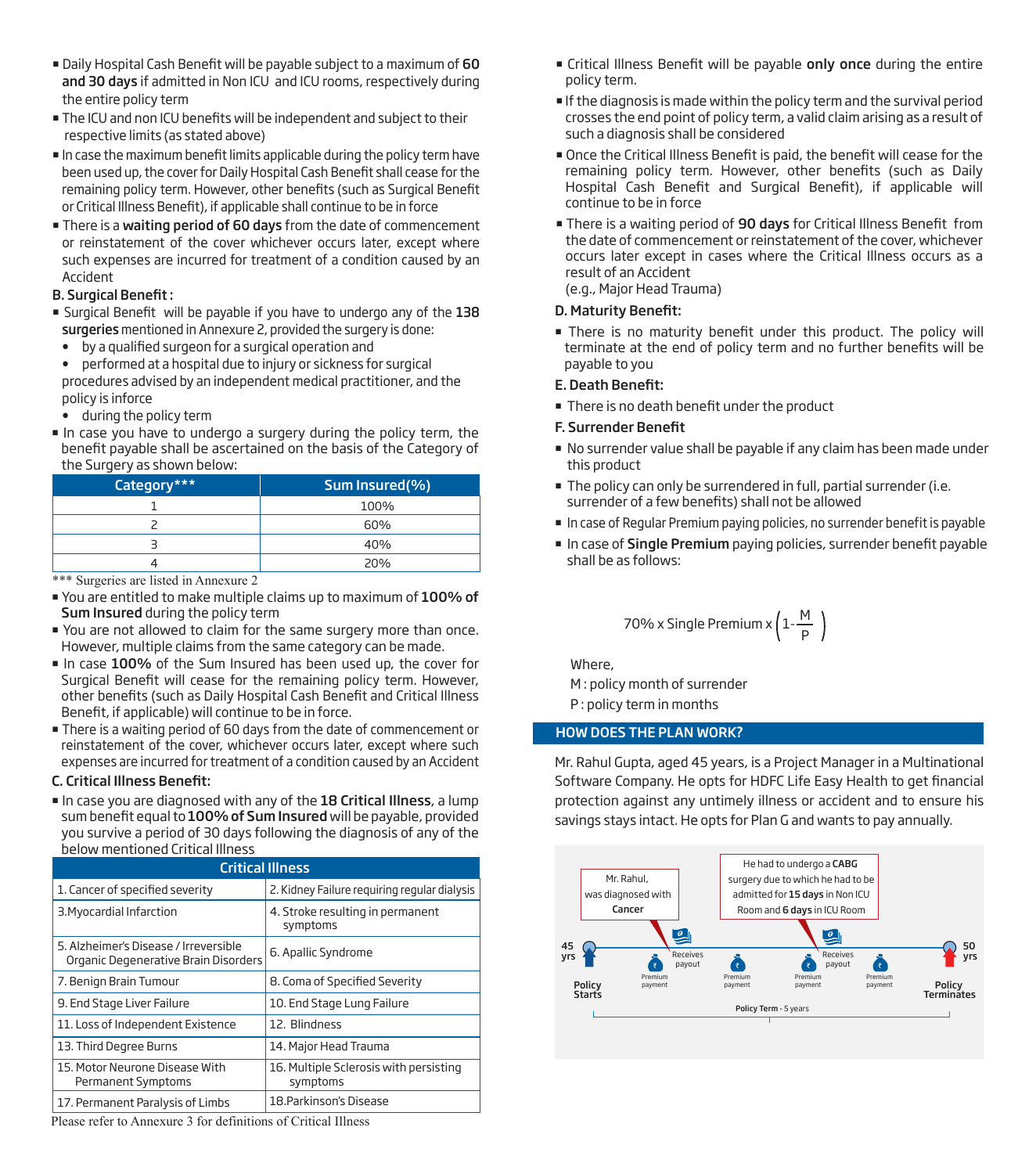- Daily Hospital Cash Benefit will be payable subject to a maximum of **60 and 30 days** if admitted in Non ICU and ICU rooms, respectively during the entire policy term
- The ICU and non ICU benefits will be independent and subject to their respective limits (as stated above)
- In case the maximum benefit limits applicable during the policy term have been used up, the cover for Daily Hospital Cash Benefit shall cease for the remaining policy term. However, other benefits (such as Surgical Benefit or Critical Illness Benefit), if applicable shall continue to be in force
- There is a **waiting period of 60 days** from the date of commencement or reinstatement of the cover whichever occurs later, except where such expenses are incurred for treatment of a condition caused by an Accident

**B. Surgical Benefit :**

- Surgical Benefit will be payable if you have to undergo any of the **138 surgeries** mentioned in Annexure 2, provided the surgery is done:
  - by a qualified surgeon for a surgical operation and
  - performed at a hospital due to injury or sickness for surgical procedures advised by an independent medical practitioner, and the policy is inforce
  - during the policy term
- In case you have to undergo a surgery during the policy term, the benefit payable shall be ascertained on the basis of the Category of the Surgery as shown below:

| Category*** | Sum Insured(%) |
|---|---|
| 1 | 100% |
| 2 | 60% |
| 3 | 40% |
| 4 | 20% |

*** Surgeries are listed in Annexure 2

- You are entitled to make multiple claims up to maximum of **100% of Sum Insured** during the policy term
- You are not allowed to claim for the same surgery more than once. However, multiple claims from the same category can be made.
- In case **100%** of the Sum Insured has been used up, the cover for Surgical Benefit will cease for the remaining policy term. However, other benefits (such as Daily Hospital Cash Benefit and Critical Illness Benefit, if applicable) will continue to be in force.
- There is a waiting period of 60 days from the date of commencement or reinstatement of the cover, whichever occurs later, except where such expenses are incurred for treatment of a condition caused by an Accident

**C. Critical Illness Benefit:**

- In case you are diagnosed with any of the **18 Critical Illness**, a lump sum benefit equal to **100% of Sum Insured** will be payable, provided you survive a period of 30 days following the diagnosis of any of the below mentioned Critical Illness

| Critical Illness | |
|---|---|
| 1. Cancer of specified severity | 2. Kidney Failure requiring regular dialysis |
| 3.Myocardial Infarction | 4. Stroke resulting in permanent symptoms |
| 5. Alzheimer's Disease / Irreversible Organic Degenerative Brain Disorders | 6. Apallic Syndrome |
| 7. Benign Brain Tumour | 8. Coma of Specified Severity |
| 9. End Stage Liver Failure | 10. End Stage Lung Failure |
| 11. Loss of Independent Existence | 12. Blindness |
| 13. Third Degree Burns | 14. Major Head Trauma |
| 15. Motor Neurone Disease With Permanent Symptoms | 16. Multiple Sclerosis with persisting symptoms |
| 17. Permanent Paralysis of Limbs | 18.Parkinson's Disease |

Please refer to Annexure 3 for definitions of Critical Illness

- Critical Illness Benefit will be payable **only once** during the entire policy term.
- If the diagnosis is made within the policy term and the survival period crosses the end point of policy term, a valid claim arising as a result of such a diagnosis shall be considered
- Once the Critical Illness Benefit is paid, the benefit will cease for the remaining policy term. However, other benefits (such as Daily Hospital Cash Benefit and Surgical Benefit), if applicable will continue to be in force
- There is a waiting period of **90 days** for Critical Illness Benefit from the date of commencement or reinstatement of the cover, whichever occurs later except in cases where the Critical Illness occurs as a result of an Accident (e.g., Major Head Trauma)

**D. Maturity Benefit:**

- There is no maturity benefit under this product. The policy will terminate at the end of policy term and no further benefits will be payable to you

**E. Death Benefit:**

- There is no death benefit under the product

**F. Surrender Benefit**

- No surrender value shall be payable if any claim has been made under this product
- The policy can only be surrendered in full, partial surrender (i.e. surrender of a few benefits) shall not be allowed
- In case of Regular Premium paying policies, no surrender benefit is payable
- In case of **Single Premium** paying policies, surrender benefit payable shall be as follows:

$$70\% \times \text{Single Premium} \times \left(1-\frac{M}{P}\right)$$

Where,

M : policy month of surrender

P : policy term in months

## HOW DOES THE PLAN WORK?

Mr. Rahul Gupta, aged 45 years, is a Project Manager in a Multinational Software Company. He opts for HDFC Life Easy Health to get financial protection against any untimely illness or accident and to ensure his savings stays intact. He opts for Plan G and wants to pay annually.

Mr. Rahul, was diagnosed with **Cancer**

He had to undergo a **CABG** surgery due to which he had to be admitted for **15 days** in Non ICU Room and **6 days** in ICU Room

45 yrs — Policy Starts; Premium payment; Receives payout; Premium payment; Premium payment; Receives payout; Premium payment; 50 yrs — Policy Terminates

Policy Term - 5 years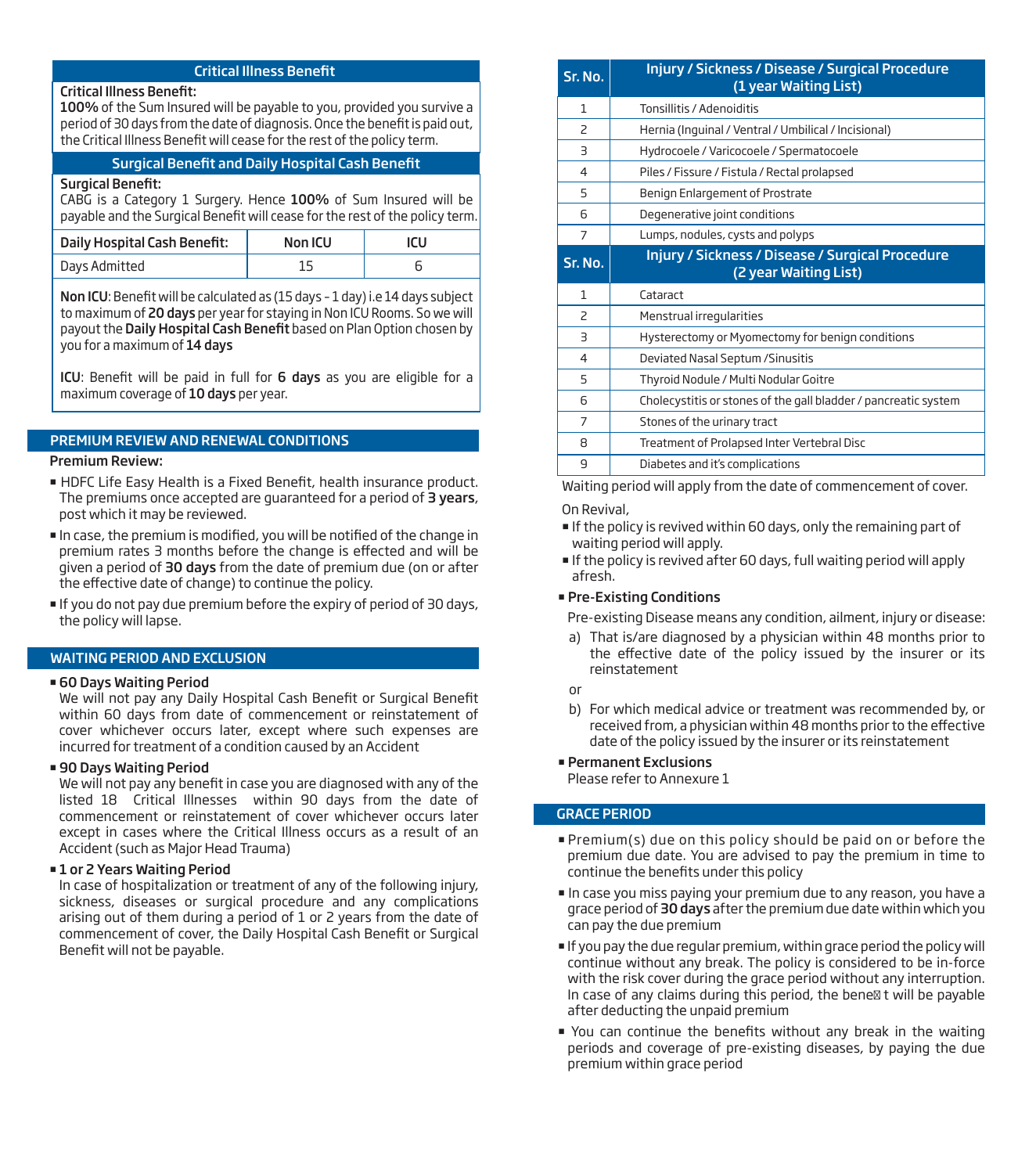## Critical Illness Benefit

**Critical Illness Benefit:**
**100%** of the Sum Insured will be payable to you, provided you survive a period of 30 days from the date of diagnosis. Once the benefit is paid out, the Critical Illness Benefit will cease for the rest of the policy term.

## Surgical Benefit and Daily Hospital Cash Benefit

**Surgical Benefit:**
CABG is a Category 1 Surgery. Hence **100%** of Sum Insured will be payable and the Surgical Benefit will cease for the rest of the policy term.

| Daily Hospital Cash Benefit: | Non ICU | ICU |
|---|---|---|
| Days Admitted | 15 | 6 |

**Non ICU**: Benefit will be calculated as (15 days – 1 day) i.e 14 days subject to maximum of **20 days** per year for staying in Non ICU Rooms. So we will payout the **Daily Hospital Cash Benefit** based on Plan Option chosen by you for a maximum of **14 days**

**ICU**: Benefit will be paid in full for **6 days** as you are eligible for a maximum coverage of **10 days** per year.

## PREMIUM REVIEW AND RENEWAL CONDITIONS

**Premium Review:**

- HDFC Life Easy Health is a Fixed Benefit, health insurance product. The premiums once accepted are guaranteed for a period of **3 years**, post which it may be reviewed.
- In case, the premium is modified, you will be notified of the change in premium rates 3 months before the change is effected and will be given a period of **30 days** from the date of premium due (on or after the effective date of change) to continue the policy.
- If you do not pay due premium before the expiry of period of 30 days, the policy will lapse.

## WAITING PERIOD AND EXCLUSION

- **60 Days Waiting Period**
  We will not pay any Daily Hospital Cash Benefit or Surgical Benefit within 60 days from date of commencement or reinstatement of cover whichever occurs later, except where such expenses are incurred for treatment of a condition caused by an Accident
- **90 Days Waiting Period**
  We will not pay any benefit in case you are diagnosed with any of the listed 18 Critical Illnesses within 90 days from the date of commencement or reinstatement of cover whichever occurs later except in cases where the Critical Illness occurs as a result of an Accident (such as Major Head Trauma)
- **1 or 2 Years Waiting Period**
  In case of hospitalization or treatment of any of the following injury, sickness, diseases or surgical procedure and any complications arising out of them during a period of 1 or 2 years from the date of commencement of cover, the Daily Hospital Cash Benefit or Surgical Benefit will not be payable.

| Sr. No. | Injury / Sickness / Disease / Surgical Procedure (1 year Waiting List) |
|---|---|
| 1 | Tonsillitis / Adenoiditis |
| 2 | Hernia (Inguinal / Ventral / Umbilical / Incisional) |
| 3 | Hydrocoele / Varicocoele / Spermatocoele |
| 4 | Piles / Fissure / Fistula / Rectal prolapsed |
| 5 | Benign Enlargement of Prostrate |
| 6 | Degenerative joint conditions |
| 7 | Lumps, nodules, cysts and polyps |

| Sr. No. | Injury / Sickness / Disease / Surgical Procedure (2 year Waiting List) |
|---|---|
| 1 | Cataract |
| 2 | Menstrual irregularities |
| 3 | Hysterectomy or Myomectomy for benign conditions |
| 4 | Deviated Nasal Septum /Sinusitis |
| 5 | Thyroid Nodule / Multi Nodular Goitre |
| 6 | Cholecystitis or stones of the gall bladder / pancreatic system |
| 7 | Stones of the urinary tract |
| 8 | Treatment of Prolapsed Inter Vertebral Disc |
| 9 | Diabetes and it's complications |

Waiting period will apply from the date of commencement of cover.

On Revival,

- If the policy is revived within 60 days, only the remaining part of waiting period will apply.
- If the policy is revived after 60 days, full waiting period will apply afresh.

- **Pre-Existing Conditions**
  Pre-existing Disease means any condition, ailment, injury or disease:
  a) That is/are diagnosed by a physician within 48 months prior to the effective date of the policy issued by the insurer or its reinstatement
  or
  b) For which medical advice or treatment was recommended by, or received from, a physician within 48 months prior to the effective date of the policy issued by the insurer or its reinstatement
- **Permanent Exclusions**
  Please refer to Annexure 1

## GRACE PERIOD

- Premium(s) due on this policy should be paid on or before the premium due date. You are advised to pay the premium in time to continue the benefits under this policy
- In case you miss paying your premium due to any reason, you have a grace period of **30 days** after the premium due date within which you can pay the due premium
- If you pay the due regular premium, within grace period the policy will continue without any break. The policy is considered to be in-force with the risk cover during the grace period without any interruption. In case of any claims during this period, the benefit will be payable after deducting the unpaid premium
- You can continue the benefits without any break in the waiting periods and coverage of pre-existing diseases, by paying the due premium within grace period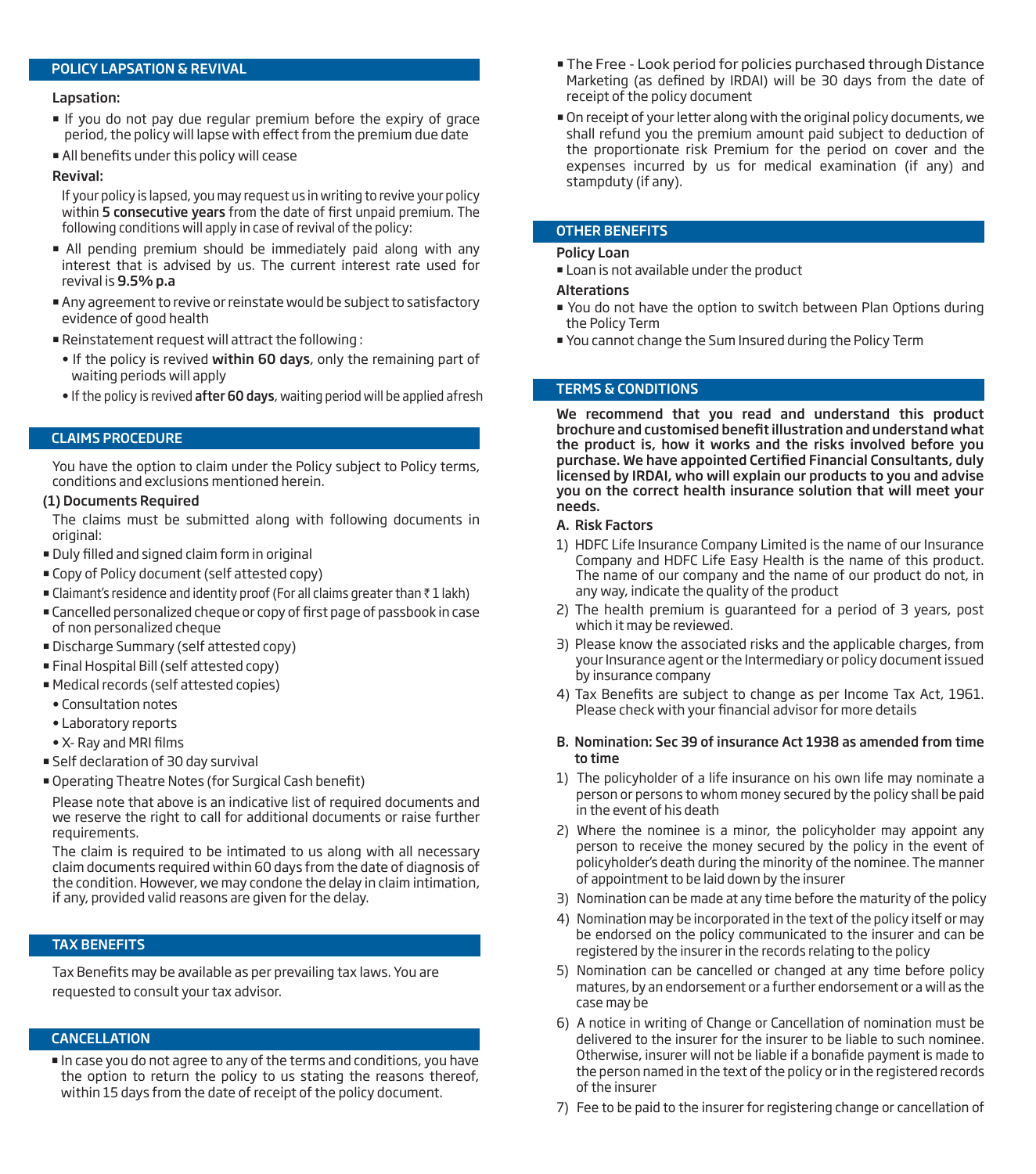## POLICY LAPSATION & REVIVAL

**Lapsation:**

- If you do not pay due regular premium before the expiry of grace period, the policy will lapse with effect from the premium due date
- All benefits under this policy will cease

**Revival:**

If your policy is lapsed, you may request us in writing to revive your policy within **5 consecutive years** from the date of first unpaid premium. The following conditions will apply in case of revival of the policy:

- All pending premium should be immediately paid along with any interest that is advised by us. The current interest rate used for revival is **9.5% p.a**
- Any agreement to revive or reinstate would be subject to satisfactory evidence of good health
- Reinstatement request will attract the following :
  - If the policy is revived **within 60 days**, only the remaining part of waiting periods will apply
  - If the policy is revived **after 60 days**, waiting period will be applied afresh

## CLAIMS PROCEDURE

You have the option to claim under the Policy subject to Policy terms, conditions and exclusions mentioned herein.

**(1) Documents Required**

The claims must be submitted along with following documents in original:

- Duly filled and signed claim form in original
- Copy of Policy document (self attested copy)
- Claimant's residence and identity proof (For all claims greater than ₹ 1 lakh)
- Cancelled personalized cheque or copy of first page of passbook in case of non personalized cheque
- Discharge Summary (self attested copy)
- Final Hospital Bill (self attested copy)
- Medical records (self attested copies)
  - Consultation notes
  - Laboratory reports
  - X- Ray and MRI films
- Self declaration of 30 day survival
- Operating Theatre Notes (for Surgical Cash benefit)

Please note that above is an indicative list of required documents and we reserve the right to call for additional documents or raise further requirements.

The claim is required to be intimated to us along with all necessary claim documents required within 60 days from the date of diagnosis of the condition. However, we may condone the delay in claim intimation, if any, provided valid reasons are given for the delay.

## TAX BENEFITS

Tax Benefits may be available as per prevailing tax laws. You are requested to consult your tax advisor.

## CANCELLATION

- In case you do not agree to any of the terms and conditions, you have the option to return the policy to us stating the reasons thereof, within 15 days from the date of receipt of the policy document.
- The Free - Look period for policies purchased through Distance Marketing (as defined by IRDAI) will be 30 days from the date of receipt of the policy document
- On receipt of your letter along with the original policy documents, we shall refund you the premium amount paid subject to deduction of the proportionate risk Premium for the period on cover and the expenses incurred by us for medical examination (if any) and stampduty (if any).

## OTHER BENEFITS

**Policy Loan**

- Loan is not available under the product

**Alterations**

- You do not have the option to switch between Plan Options during the Policy Term
- You cannot change the Sum Insured during the Policy Term

## TERMS & CONDITIONS

**We recommend that you read and understand this product brochure and customised benefit illustration and understand what the product is, how it works and the risks involved before you purchase. We have appointed Certified Financial Consultants, duly licensed by IRDAI, who will explain our products to you and advise you on the correct health insurance solution that will meet your needs.**

**A. Risk Factors**

1) HDFC Life Insurance Company Limited is the name of our Insurance Company and HDFC Life Easy Health is the name of this product. The name of our company and the name of our product do not, in any way, indicate the quality of the product
2) The health premium is guaranteed for a period of 3 years, post which it may be reviewed.
3) Please know the associated risks and the applicable charges, from your Insurance agent or the Intermediary or policy document issued by insurance company
4) Tax Benefits are subject to change as per Income Tax Act, 1961. Please check with your financial advisor for more details

**B. Nomination: Sec 39 of insurance Act 1938 as amended from time to time**

1) The policyholder of a life insurance on his own life may nominate a person or persons to whom money secured by the policy shall be paid in the event of his death
2) Where the nominee is a minor, the policyholder may appoint any person to receive the money secured by the policy in the event of policyholder's death during the minority of the nominee. The manner of appointment to be laid down by the insurer
3) Nomination can be made at any time before the maturity of the policy
4) Nomination may be incorporated in the text of the policy itself or may be endorsed on the policy communicated to the insurer and can be registered by the insurer in the records relating to the policy
5) Nomination can be cancelled or changed at any time before policy matures, by an endorsement or a further endorsement or a will as the case may be
6) A notice in writing of Change or Cancellation of nomination must be delivered to the insurer for the insurer to be liable to such nominee. Otherwise, insurer will not be liable if a bonafide payment is made to the person named in the text of the policy or in the registered records of the insurer
7) Fee to be paid to the insurer for registering change or cancellation of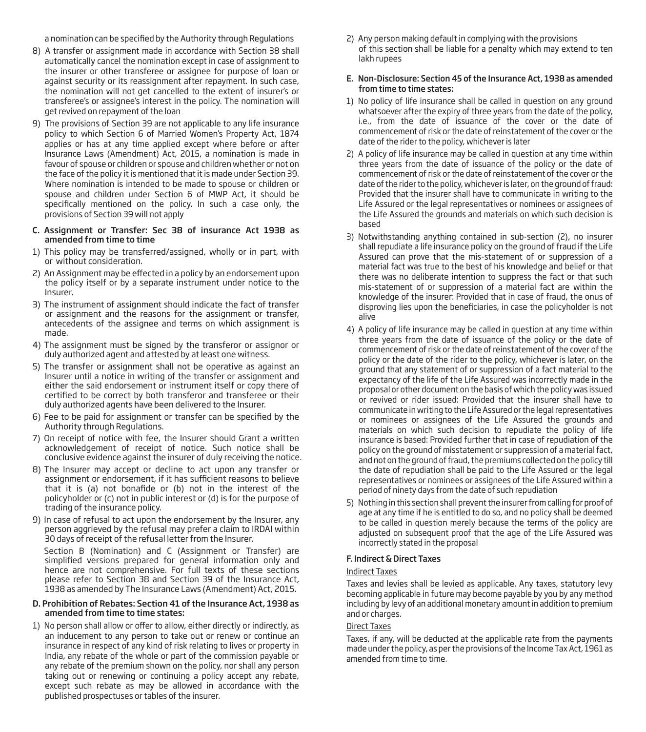a nomination can be specified by the Authority through Regulations

8) A transfer or assignment made in accordance with Section 38 shall automatically cancel the nomination except in case of assignment to the insurer or other transferee or assignee for purpose of loan or against security or its reassignment after repayment. In such case, the nomination will not get cancelled to the extent of insurer's or transferee's or assignee's interest in the policy. The nomination will get revived on repayment of the loan

9) The provisions of Section 39 are not applicable to any life insurance policy to which Section 6 of Married Women's Property Act, 1874 applies or has at any time applied except where before or after Insurance Laws (Amendment) Act, 2015, a nomination is made in favour of spouse or children or spouse and children whether or not on the face of the policy it is mentioned that it is made under Section 39. Where nomination is intended to be made to spouse or children or spouse and children under Section 6 of MWP Act, it should be specifically mentioned on the policy. In such a case only, the provisions of Section 39 will not apply

### C. Assignment or Transfer: Sec 38 of insurance Act 1938 as amended from time to time

1) This policy may be transferred/assigned, wholly or in part, with or without consideration.
2) An Assignment may be effected in a policy by an endorsement upon the policy itself or by a separate instrument under notice to the Insurer.
3) The instrument of assignment should indicate the fact of transfer or assignment and the reasons for the assignment or transfer, antecedents of the assignee and terms on which assignment is made.
4) The assignment must be signed by the transferor or assignor or duly authorized agent and attested by at least one witness.
5) The transfer or assignment shall not be operative as against an Insurer until a notice in writing of the transfer or assignment and either the said endorsement or instrument itself or copy there of certified to be correct by both transferor and transferee or their duly authorized agents have been delivered to the Insurer.
6) Fee to be paid for assignment or transfer can be specified by the Authority through Regulations.
7) On receipt of notice with fee, the Insurer should Grant a written acknowledgement of receipt of notice. Such notice shall be conclusive evidence against the insurer of duly receiving the notice.
8) The Insurer may accept or decline to act upon any transfer or assignment or endorsement, if it has sufficient reasons to believe that it is (a) not bonafide or (b) not in the interest of the policyholder or (c) not in public interest or (d) is for the purpose of trading of the insurance policy.
9) In case of refusal to act upon the endorsement by the Insurer, any person aggrieved by the refusal may prefer a claim to IRDAI within 30 days of receipt of the refusal letter from the Insurer.

Section B (Nomination) and C (Assignment or Transfer) are simplified versions prepared for general information only and hence are not comprehensive. For full texts of these sections please refer to Section 38 and Section 39 of the Insurance Act, 1938 as amended by The Insurance Laws (Amendment) Act, 2015.

### D. Prohibition of Rebates: Section 41 of the Insurance Act, 1938 as amended from time to time states:

1) No person shall allow or offer to allow, either directly or indirectly, as an inducement to any person to take out or renew or continue an insurance in respect of any kind of risk relating to lives or property in India, any rebate of the whole or part of the commission payable or any rebate of the premium shown on the policy, nor shall any person taking out or renewing or continuing a policy accept any rebate, except such rebate as may be allowed in accordance with the published prospectuses or tables of the insurer.
2) Any person making default in complying with the provisions of this section shall be liable for a penalty which may extend to ten lakh rupees

### E. Non-Disclosure: Section 45 of the Insurance Act, 1938 as amended from time to time states:

1) No policy of life insurance shall be called in question on any ground whatsoever after the expiry of three years from the date of the policy, i.e., from the date of issuance of the cover or the date of commencement of risk or the date of reinstatement of the cover or the date of the rider to the policy, whichever is later
2) A policy of life insurance may be called in question at any time within three years from the date of issuance of the policy or the date of commencement of risk or the date of reinstatement of the cover or the date of the rider to the policy, whichever is later, on the ground of fraud: Provided that the insurer shall have to communicate in writing to the Life Assured or the legal representatives or nominees or assignees of the Life Assured the grounds and materials on which such decision is based
3) Notwithstanding anything contained in sub-section (2), no insurer shall repudiate a life insurance policy on the ground of fraud if the Life Assured can prove that the mis-statement of or suppression of a material fact was true to the best of his knowledge and belief or that there was no deliberate intention to suppress the fact or that such mis-statement of or suppression of a material fact are within the knowledge of the insurer: Provided that in case of fraud, the onus of disproving lies upon the beneficiaries, in case the policyholder is not alive
4) A policy of life insurance may be called in question at any time within three years from the date of issuance of the policy or the date of commencement of risk or the date of reinstatement of the cover of the policy or the date of the rider to the policy, whichever is later, on the ground that any statement of or suppression of a fact material to the expectancy of the life of the Life Assured was incorrectly made in the proposal or other document on the basis of which the policy was issued or revived or rider issued: Provided that the insurer shall have to communicate in writing to the Life Assured or the legal representatives or nominees or assignees of the Life Assured the grounds and materials on which such decision to repudiate the policy of life insurance is based: Provided further that in case of repudiation of the policy on the ground of misstatement or suppression of a material fact, and not on the ground of fraud, the premiums collected on the policy till the date of repudiation shall be paid to the Life Assured or the legal representatives or nominees or assignees of the Life Assured within a period of ninety days from the date of such repudiation
5) Nothing in this section shall prevent the insurer from calling for proof of age at any time if he is entitled to do so, and no policy shall be deemed to be called in question merely because the terms of the policy are adjusted on subsequent proof that the age of the Life Assured was incorrectly stated in the proposal

### F. Indirect & Direct Taxes

Indirect Taxes

Taxes and levies shall be levied as applicable. Any taxes, statutory levy becoming applicable in future may become payable by you by any method including by levy of an additional monetary amount in addition to premium and or charges.

Direct Taxes

Taxes, if any, will be deducted at the applicable rate from the payments made under the policy, as per the provisions of the Income Tax Act, 1961 as amended from time to time.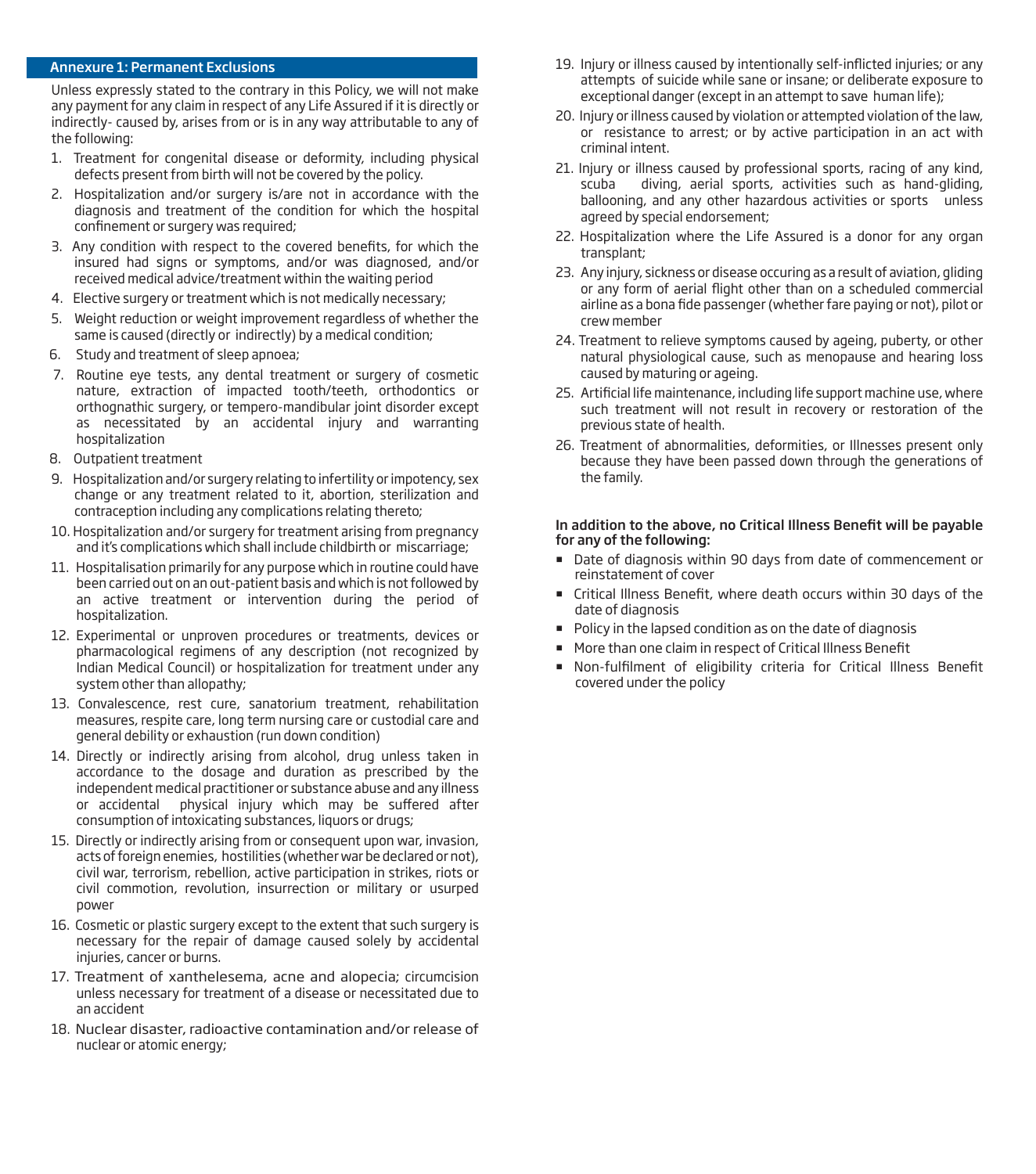## Annexure 1: Permanent Exclusions

Unless expressly stated to the contrary in this Policy, we will not make any payment for any claim in respect of any Life Assured if it is directly or indirectly- caused by, arises from or is in any way attributable to any of the following:

1. Treatment for congenital disease or deformity, including physical defects present from birth will not be covered by the policy.
2. Hospitalization and/or surgery is/are not in accordance with the diagnosis and treatment of the condition for which the hospital confinement or surgery was required;
3. Any condition with respect to the covered benefits, for which the insured had signs or symptoms, and/or was diagnosed, and/or received medical advice/treatment within the waiting period
4. Elective surgery or treatment which is not medically necessary;
5. Weight reduction or weight improvement regardless of whether the same is caused (directly or indirectly) by a medical condition;
6. Study and treatment of sleep apnoea;
7. Routine eye tests, any dental treatment or surgery of cosmetic nature, extraction of impacted tooth/teeth, orthodontics or orthognathic surgery, or tempero-mandibular joint disorder except as necessitated by an accidental injury and warranting hospitalization
8. Outpatient treatment
9. Hospitalization and/or surgery relating to infertility or impotency, sex change or any treatment related to it, abortion, sterilization and contraception including any complications relating thereto;
10. Hospitalization and/or surgery for treatment arising from pregnancy and it's complications which shall include childbirth or miscarriage;
11. Hospitalisation primarily for any purpose which in routine could have been carried out on an out-patient basis and which is not followed by an active treatment or intervention during the period of hospitalization.
12. Experimental or unproven procedures or treatments, devices or pharmacological regimens of any description (not recognized by Indian Medical Council) or hospitalization for treatment under any system other than allopathy;
13. Convalescence, rest cure, sanatorium treatment, rehabilitation measures, respite care, long term nursing care or custodial care and general debility or exhaustion (run down condition)
14. Directly or indirectly arising from alcohol, drug unless taken in accordance to the dosage and duration as prescribed by the independent medical practitioner or substance abuse and any illness or accidental physical injury which may be suffered after consumption of intoxicating substances, liquors or drugs;
15. Directly or indirectly arising from or consequent upon war, invasion, acts of foreign enemies, hostilities (whether war be declared or not), civil war, terrorism, rebellion, active participation in strikes, riots or civil commotion, revolution, insurrection or military or usurped power
16. Cosmetic or plastic surgery except to the extent that such surgery is necessary for the repair of damage caused solely by accidental injuries, cancer or burns.
17. Treatment of xanthelesema, acne and alopecia; circumcision unless necessary for treatment of a disease or necessitated due to an accident
18. Nuclear disaster, radioactive contamination and/or release of nuclear or atomic energy;
19. Injury or illness caused by intentionally self-inflicted injuries; or any attempts of suicide while sane or insane; or deliberate exposure to exceptional danger (except in an attempt to save human life);
20. Injury or illness caused by violation or attempted violation of the law, or resistance to arrest; or by active participation in an act with criminal intent.
21. Injury or illness caused by professional sports, racing of any kind, scuba diving, aerial sports, activities such as hand-gliding, ballooning, and any other hazardous activities or sports unless agreed by special endorsement;
22. Hospitalization where the Life Assured is a donor for any organ transplant;
23. Any injury, sickness or disease occuring as a result of aviation, gliding or any form of aerial flight other than on a scheduled commercial airline as a bona fide passenger (whether fare paying or not), pilot or crew member
24. Treatment to relieve symptoms caused by ageing, puberty, or other natural physiological cause, such as menopause and hearing loss caused by maturing or ageing.
25. Artificial life maintenance, including life support machine use, where such treatment will not result in recovery or restoration of the previous state of health.
26. Treatment of abnormalities, deformities, or Illnesses present only because they have been passed down through the generations of the family.

**In addition to the above, no Critical Illness Benefit will be payable for any of the following:**

- Date of diagnosis within 90 days from date of commencement or reinstatement of cover
- Critical Illness Benefit, where death occurs within 30 days of the date of diagnosis
- Policy in the lapsed condition as on the date of diagnosis
- More than one claim in respect of Critical Illness Benefit
- Non-fulfilment of eligibility criteria for Critical Illness Benefit covered under the policy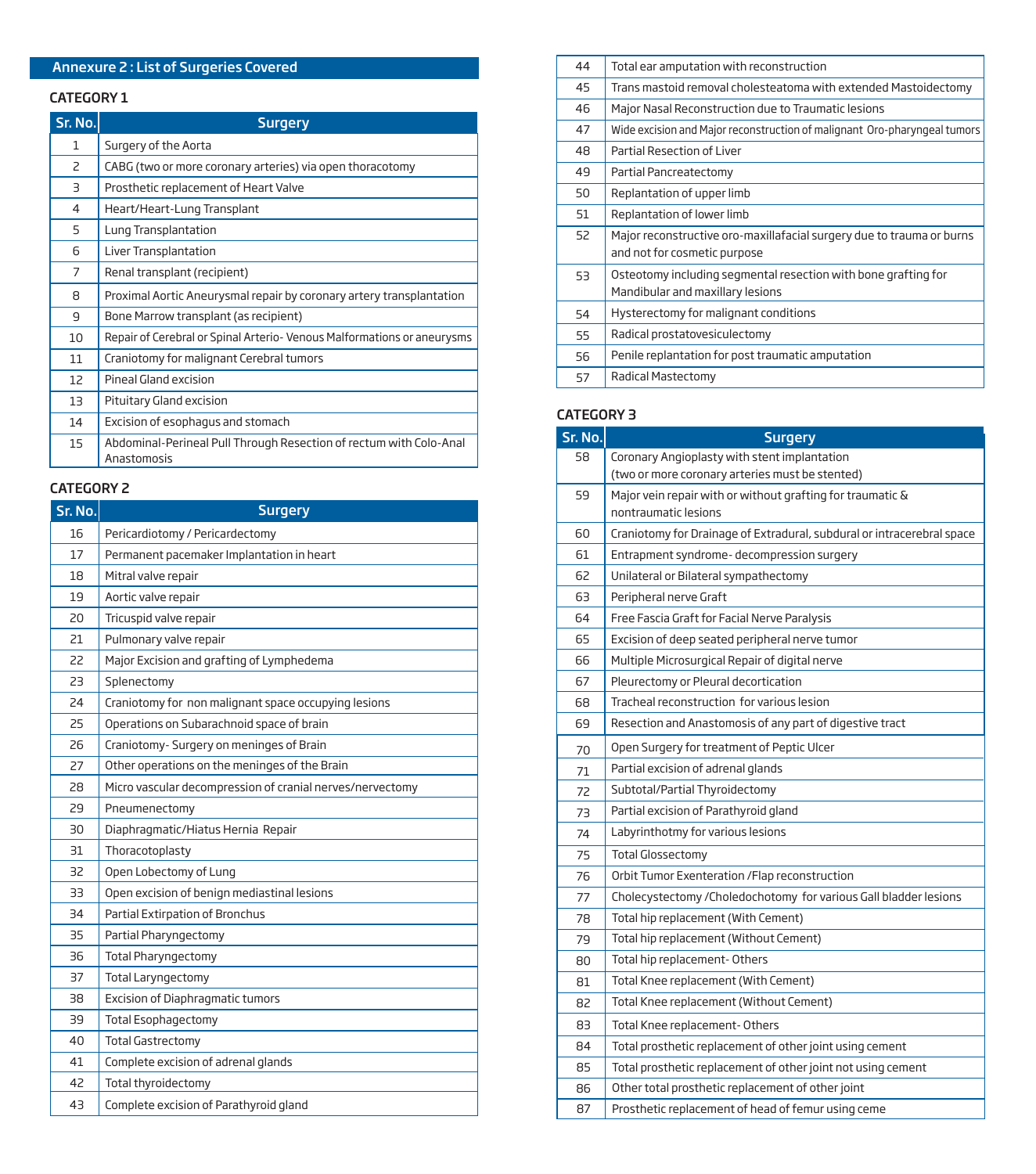## Annexure 2 : List of Surgeries Covered

### CATEGORY 1

| Sr. No. | Surgery |
|---|---|
| 1 | Surgery of the Aorta |
| 2 | CABG (two or more coronary arteries) via open thoracotomy |
| 3 | Prosthetic replacement of Heart Valve |
| 4 | Heart/Heart-Lung Transplant |
| 5 | Lung Transplantation |
| 6 | Liver Transplantation |
| 7 | Renal transplant (recipient) |
| 8 | Proximal Aortic Aneurysmal repair by coronary artery transplantation |
| 9 | Bone Marrow transplant (as recipient) |
| 10 | Repair of Cerebral or Spinal Arterio- Venous Malformations or aneurysms |
| 11 | Craniotomy for malignant Cerebral tumors |
| 12 | Pineal Gland excision |
| 13 | Pituitary Gland excision |
| 14 | Excision of esophagus and stomach |
| 15 | Abdominal-Perineal Pull Through Resection of rectum with Colo-Anal Anastomosis |

### CATEGORY 2

| Sr. No. | Surgery |
|---|---|
| 16 | Pericardiotomy / Pericardectomy |
| 17 | Permanent pacemaker Implantation in heart |
| 18 | Mitral valve repair |
| 19 | Aortic valve repair |
| 20 | Tricuspid valve repair |
| 21 | Pulmonary valve repair |
| 22 | Major Excision and grafting of Lymphedema |
| 23 | Splenectomy |
| 24 | Craniotomy for non malignant space occupying lesions |
| 25 | Operations on Subarachnoid space of brain |
| 26 | Craniotomy- Surgery on meninges of Brain |
| 27 | Other operations on the meninges of the Brain |
| 28 | Micro vascular decompression of cranial nerves/nervectomy |
| 29 | Pneumenectomy |
| 30 | Diaphragmatic/Hiatus Hernia Repair |
| 31 | Thoracotoplasty |
| 32 | Open Lobectomy of Lung |
| 33 | Open excision of benign mediastinal lesions |
| 34 | Partial Extirpation of Bronchus |
| 35 | Partial Pharyngectomy |
| 36 | Total Pharyngectomy |
| 37 | Total Laryngectomy |
| 38 | Excision of Diaphragmatic tumors |
| 39 | Total Esophagectomy |
| 40 | Total Gastrectomy |
| 41 | Complete excision of adrenal glands |
| 42 | Total thyroidectomy |
| 43 | Complete excision of Parathyroid gland |
| 44 | Total ear amputation with reconstruction |
| 45 | Trans mastoid removal cholesteatoma with extended Mastoidectomy |
| 46 | Major Nasal Reconstruction due to Traumatic lesions |
| 47 | Wide excision and Major reconstruction of malignant Oro-pharyngeal tumors |
| 48 | Partial Resection of Liver |
| 49 | Partial Pancreatectomy |
| 50 | Replantation of upper limb |
| 51 | Replantation of lower limb |
| 52 | Major reconstructive oro-maxillafacial surgery due to trauma or burns and not for cosmetic purpose |
| 53 | Osteotomy including segmental resection with bone grafting for Mandibular and maxillary lesions |
| 54 | Hysterectomy for malignant conditions |
| 55 | Radical prostatovesiculectomy |
| 56 | Penile replantation for post traumatic amputation |
| 57 | Radical Mastectomy |

### CATEGORY 3

| Sr. No. | Surgery |
|---|---|
| 58 | Coronary Angioplasty with stent implantation (two or more coronary arteries must be stented) |
| 59 | Major vein repair with or without grafting for traumatic & nontraumatic lesions |
| 60 | Craniotomy for Drainage of Extradural, subdural or intracerebral space |
| 61 | Entrapment syndrome- decompression surgery |
| 62 | Unilateral or Bilateral sympathectomy |
| 63 | Peripheral nerve Graft |
| 64 | Free Fascia Graft for Facial Nerve Paralysis |
| 65 | Excision of deep seated peripheral nerve tumor |
| 66 | Multiple Microsurgical Repair of digital nerve |
| 67 | Pleurectomy or Pleural decortication |
| 68 | Tracheal reconstruction for various lesion |
| 69 | Resection and Anastomosis of any part of digestive tract |
| 70 | Open Surgery for treatment of Peptic Ulcer |
| 71 | Partial excision of adrenal glands |
| 72 | Subtotal/Partial Thyroidectomy |
| 73 | Partial excision of Parathyroid gland |
| 74 | Labyrinthotmy for various lesions |
| 75 | Total Glossectomy |
| 76 | Orbit Tumor Exenteration /Flap reconstruction |
| 77 | Cholecystectomy /Choledochotomy for various Gall bladder lesions |
| 78 | Total hip replacement (With Cement) |
| 79 | Total hip replacement (Without Cement) |
| 80 | Total hip replacement- Others |
| 81 | Total Knee replacement (With Cement) |
| 82 | Total Knee replacement (Without Cement) |
| 83 | Total Knee replacement- Others |
| 84 | Total prosthetic replacement of other joint using cement |
| 85 | Total prosthetic replacement of other joint not using cement |
| 86 | Other total prosthetic replacement of other joint |
| 87 | Prosthetic replacement of head of femur using ceme |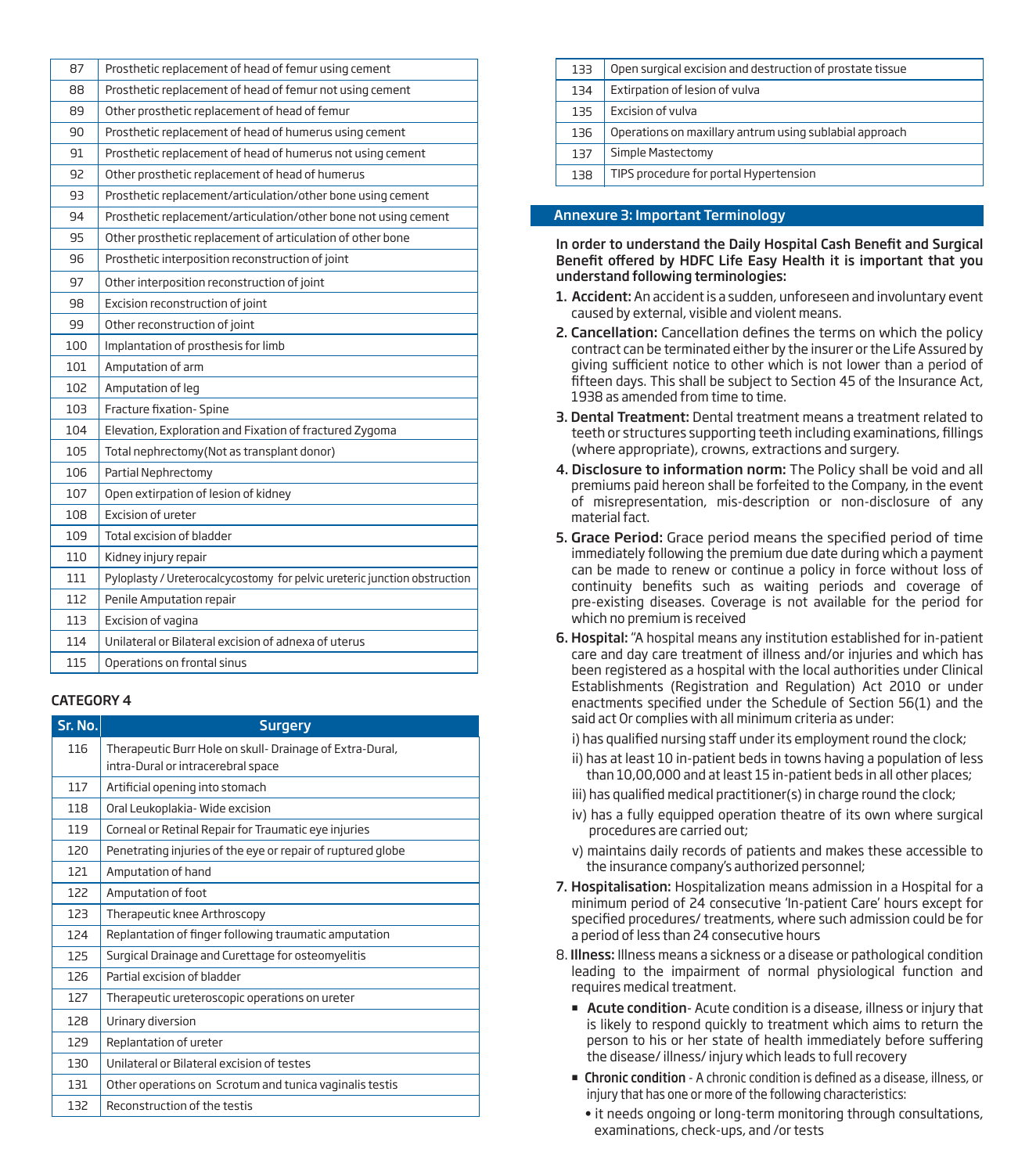| | |
|---|---|
| 87 | Prosthetic replacement of head of femur using cement |
| 88 | Prosthetic replacement of head of femur not using cement |
| 89 | Other prosthetic replacement of head of femur |
| 90 | Prosthetic replacement of head of humerus using cement |
| 91 | Prosthetic replacement of head of humerus not using cement |
| 92 | Other prosthetic replacement of head of humerus |
| 93 | Prosthetic replacement/articulation/other bone using cement |
| 94 | Prosthetic replacement/articulation/other bone not using cement |
| 95 | Other prosthetic replacement of articulation of other bone |
| 96 | Prosthetic interposition reconstruction of joint |
| 97 | Other interposition reconstruction of joint |
| 98 | Excision reconstruction of joint |
| 99 | Other reconstruction of joint |
| 100 | Implantation of prosthesis for limb |
| 101 | Amputation of arm |
| 102 | Amputation of leg |
| 103 | Fracture fixation- Spine |
| 104 | Elevation, Exploration and Fixation of fractured Zygoma |
| 105 | Total nephrectomy(Not as transplant donor) |
| 106 | Partial Nephrectomy |
| 107 | Open extirpation of lesion of kidney |
| 108 | Excision of ureter |
| 109 | Total excision of bladder |
| 110 | Kidney injury repair |
| 111 | Pyloplasty / Ureterocalcycostomy for pelvic ureteric junction obstruction |
| 112 | Penile Amputation repair |
| 113 | Excision of vagina |
| 114 | Unilateral or Bilateral excision of adnexa of uterus |
| 115 | Operations on frontal sinus |

**CATEGORY 4**

| Sr. No. | Surgery |
|---|---|
| 116 | Therapeutic Burr Hole on skull- Drainage of Extra-Dural, intra-Dural or intracerebral space |
| 117 | Artificial opening into stomach |
| 118 | Oral Leukoplakia- Wide excision |
| 119 | Corneal or Retinal Repair for Traumatic eye injuries |
| 120 | Penetrating injuries of the eye or repair of ruptured globe |
| 121 | Amputation of hand |
| 122 | Amputation of foot |
| 123 | Therapeutic knee Arthroscopy |
| 124 | Replantation of finger following traumatic amputation |
| 125 | Surgical Drainage and Curettage for osteomyelitis |
| 126 | Partial excision of bladder |
| 127 | Therapeutic ureteroscopic operations on ureter |
| 128 | Urinary diversion |
| 129 | Replantation of ureter |
| 130 | Unilateral or Bilateral excision of testes |
| 131 | Other operations on Scrotum and tunica vaginalis testis |
| 132 | Reconstruction of the testis |
| 133 | Open surgical excision and destruction of prostate tissue |
| 134 | Extirpation of lesion of vulva |
| 135 | Excision of vulva |
| 136 | Operations on maxillary antrum using sublabial approach |
| 137 | Simple Mastectomy |
| 138 | TIPS procedure for portal Hypertension |

## Annexure 3: Important Terminology

**In order to understand the Daily Hospital Cash Benefit and Surgical Benefit offered by HDFC Life Easy Health it is important that you understand following terminologies:**

1. **Accident:** An accident is a sudden, unforeseen and involuntary event caused by external, visible and violent means.
2. **Cancellation:** Cancellation defines the terms on which the policy contract can be terminated either by the insurer or the Life Assured by giving sufficient notice to other which is not lower than a period of fifteen days. This shall be subject to Section 45 of the Insurance Act, 1938 as amended from time to time.
3. **Dental Treatment:** Dental treatment means a treatment related to teeth or structures supporting teeth including examinations, fillings (where appropriate), crowns, extractions and surgery.
4. **Disclosure to information norm:** The Policy shall be void and all premiums paid hereon shall be forfeited to the Company, in the event of misrepresentation, mis-description or non-disclosure of any material fact.
5. **Grace Period:** Grace period means the specified period of time immediately following the premium due date during which a payment can be made to renew or continue a policy in force without loss of continuity benefits such as waiting periods and coverage of pre-existing diseases. Coverage is not available for the period for which no premium is received
6. **Hospital:** "A hospital means any institution established for in-patient care and day care treatment of illness and/or injuries and which has been registered as a hospital with the local authorities under Clinical Establishments (Registration and Regulation) Act 2010 or under enactments specified under the Schedule of Section 56(1) and the said act Or complies with all minimum criteria as under:

   i) has qualified nursing staff under its employment round the clock;

   ii) has at least 10 in-patient beds in towns having a population of less than 10,00,000 and at least 15 in-patient beds in all other places;

   iii) has qualified medical practitioner(s) in charge round the clock;

   iv) has a fully equipped operation theatre of its own where surgical procedures are carried out;

   v) maintains daily records of patients and makes these accessible to the insurance company's authorized personnel;
7. **Hospitalisation:** Hospitalization means admission in a Hospital for a minimum period of 24 consecutive 'In-patient Care' hours except for specified procedures/ treatments, where such admission could be for a period of less than 24 consecutive hours
8. **Illness:** Illness means a sickness or a disease or pathological condition leading to the impairment of normal physiological function and requires medical treatment.
   - **Acute condition**- Acute condition is a disease, illness or injury that is likely to respond quickly to treatment which aims to return the person to his or her state of health immediately before suffering the disease/ illness/ injury which leads to full recovery
   - **Chronic condition** - A chronic condition is defined as a disease, illness, or injury that has one or more of the following characteristics:
     - it needs ongoing or long-term monitoring through consultations, examinations, check-ups, and /or tests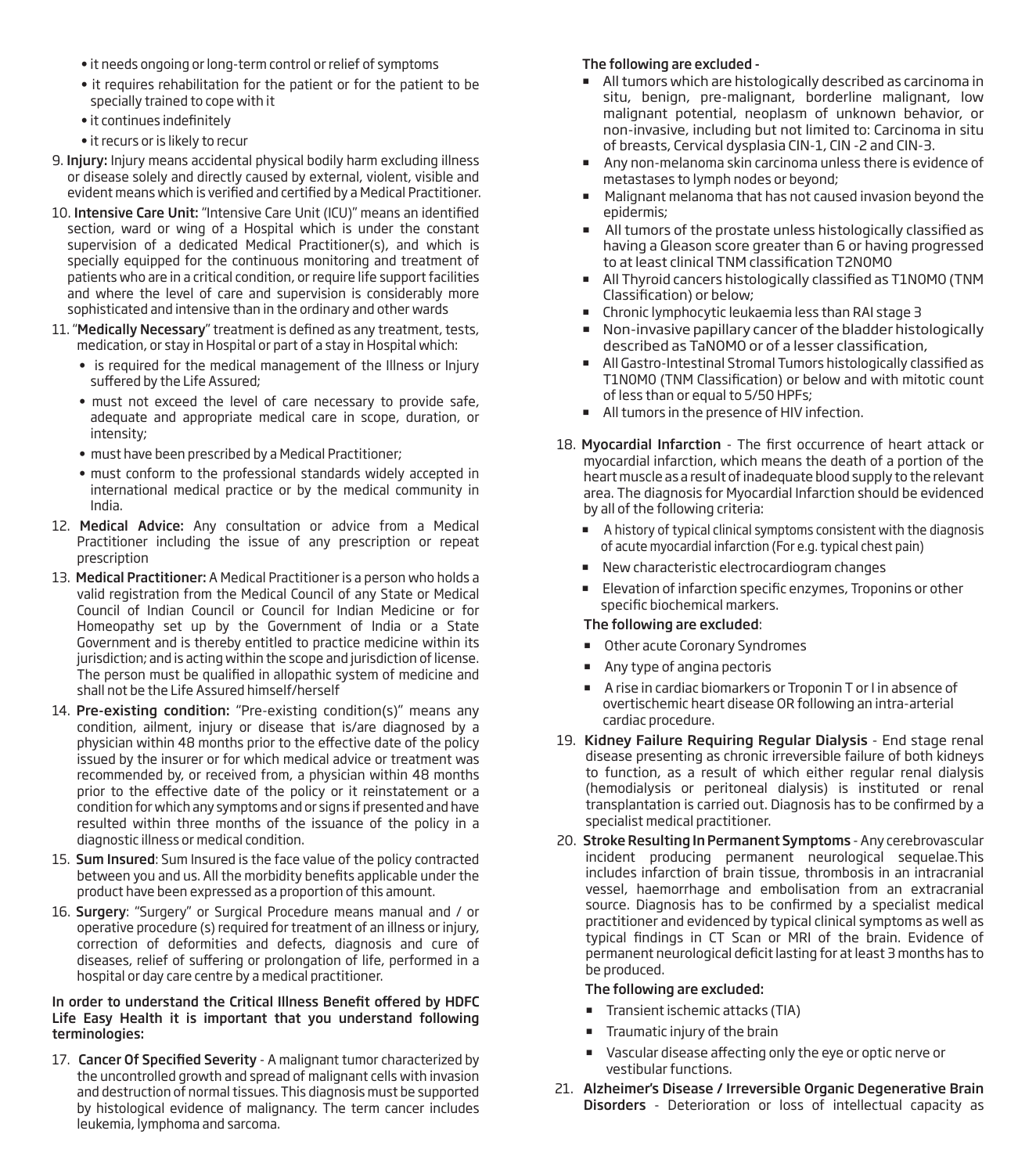- it needs ongoing or long-term control or relief of symptoms
- it requires rehabilitation for the patient or for the patient to be specially trained to cope with it
- it continues indefinitely
- it recurs or is likely to recur

9. **Injury:** Injury means accidental physical bodily harm excluding illness or disease solely and directly caused by external, violent, visible and evident means which is verified and certified by a Medical Practitioner.

10. **Intensive Care Unit:** "Intensive Care Unit (ICU)" means an identified section, ward or wing of a Hospital which is under the constant supervision of a dedicated Medical Practitioner(s), and which is specially equipped for the continuous monitoring and treatment of patients who are in a critical condition, or require life support facilities and where the level of care and supervision is considerably more sophisticated and intensive than in the ordinary and other wards

11. "**Medically Necessary**" treatment is defined as any treatment, tests, medication, or stay in Hospital or part of a stay in Hospital which:
    - is required for the medical management of the Illness or Injury suffered by the Life Assured;
    - must not exceed the level of care necessary to provide safe, adequate and appropriate medical care in scope, duration, or intensity;
    - must have been prescribed by a Medical Practitioner;
    - must conform to the professional standards widely accepted in international medical practice or by the medical community in India.

12. **Medical Advice:** Any consultation or advice from a Medical Practitioner including the issue of any prescription or repeat prescription

13. **Medical Practitioner:** A Medical Practitioner is a person who holds a valid registration from the Medical Council of any State or Medical Council of Indian Council or Council for Indian Medicine or for Homeopathy set up by the Government of India or a State Government and is thereby entitled to practice medicine within its jurisdiction; and is acting within the scope and jurisdiction of license. The person must be qualified in allopathic system of medicine and shall not be the Life Assured himself/herself

14. **Pre-existing condition:** "Pre-existing condition(s)" means any condition, ailment, injury or disease that is/are diagnosed by a physician within 48 months prior to the effective date of the policy issued by the insurer or for which medical advice or treatment was recommended by, or received from, a physician within 48 months prior to the effective date of the policy or it reinstatement or a condition for which any symptoms and or signs if presented and have resulted within three months of the issuance of the policy in a diagnostic illness or medical condition.

15. **Sum Insured**: Sum Insured is the face value of the policy contracted between you and us. All the morbidity benefits applicable under the product have been expressed as a proportion of this amount.

16. **Surgery**: "Surgery" or Surgical Procedure means manual and / or operative procedure (s) required for treatment of an illness or injury, correction of deformities and defects, diagnosis and cure of diseases, relief of suffering or prolongation of life, performed in a hospital or day care centre by a medical practitioner.

**In order to understand the Critical Illness Benefit offered by HDFC Life Easy Health it is important that you understand following terminologies:**

17. **Cancer Of Specified Severity** - A malignant tumor characterized by the uncontrolled growth and spread of malignant cells with invasion and destruction of normal tissues. This diagnosis must be supported by histological evidence of malignancy. The term cancer includes leukemia, lymphoma and sarcoma.

    **The following are excluded -**
    - All tumors which are histologically described as carcinoma in situ, benign, pre-malignant, borderline malignant, low malignant potential, neoplasm of unknown behavior, or non-invasive, including but not limited to: Carcinoma in situ of breasts, Cervical dysplasia CIN-1, CIN -2 and CIN-3.
    - Any non-melanoma skin carcinoma unless there is evidence of metastases to lymph nodes or beyond;
    - Malignant melanoma that has not caused invasion beyond the epidermis;
    - All tumors of the prostate unless histologically classified as having a Gleason score greater than 6 or having progressed to at least clinical TNM classification T2N0M0
    - All Thyroid cancers histologically classified as T1N0M0 (TNM Classification) or below;
    - Chronic lymphocytic leukaemia less than RAI stage 3
    - Non-invasive papillary cancer of the bladder histologically described as TaN0M0 or of a lesser classification,
    - All Gastro-Intestinal Stromal Tumors histologically classified as T1N0M0 (TNM Classification) or below and with mitotic count of less than or equal to 5/50 HPFs;
    - All tumors in the presence of HIV infection.

18. **Myocardial Infarction** - The first occurrence of heart attack or myocardial infarction, which means the death of a portion of the heart muscle as a result of inadequate blood supply to the relevant area. The diagnosis for Myocardial Infarction should be evidenced by all of the following criteria:
    - A history of typical clinical symptoms consistent with the diagnosis of acute myocardial infarction (For e.g. typical chest pain)
    - New characteristic electrocardiogram changes
    - Elevation of infarction specific enzymes, Troponins or other specific biochemical markers.

    **The following are excluded**:
    - Other acute Coronary Syndromes
    - Any type of angina pectoris
    - A rise in cardiac biomarkers or Troponin T or I in absence of overtischemic heart disease OR following an intra-arterial cardiac procedure.

19. **Kidney Failure Requiring Regular Dialysis** - End stage renal disease presenting as chronic irreversible failure of both kidneys to function, as a result of which either regular renal dialysis (hemodialysis or peritoneal dialysis) is instituted or renal transplantation is carried out. Diagnosis has to be confirmed by a specialist medical practitioner.

20. **Stroke Resulting In Permanent Symptoms** - Any cerebrovascular incident producing permanent neurological sequelae.This includes infarction of brain tissue, thrombosis in an intracranial vessel, haemorrhage and embolisation from an extracranial source. Diagnosis has to be confirmed by a specialist medical practitioner and evidenced by typical clinical symptoms as well as typical findings in CT Scan or MRI of the brain. Evidence of permanent neurological deficit lasting for at least 3 months has to be produced.

    **The following are excluded:**
    - Transient ischemic attacks (TIA)
    - Traumatic injury of the brain
    - Vascular disease affecting only the eye or optic nerve or vestibular functions.

21. **Alzheimer's Disease / Irreversible Organic Degenerative Brain Disorders** - Deterioration or loss of intellectual capacity as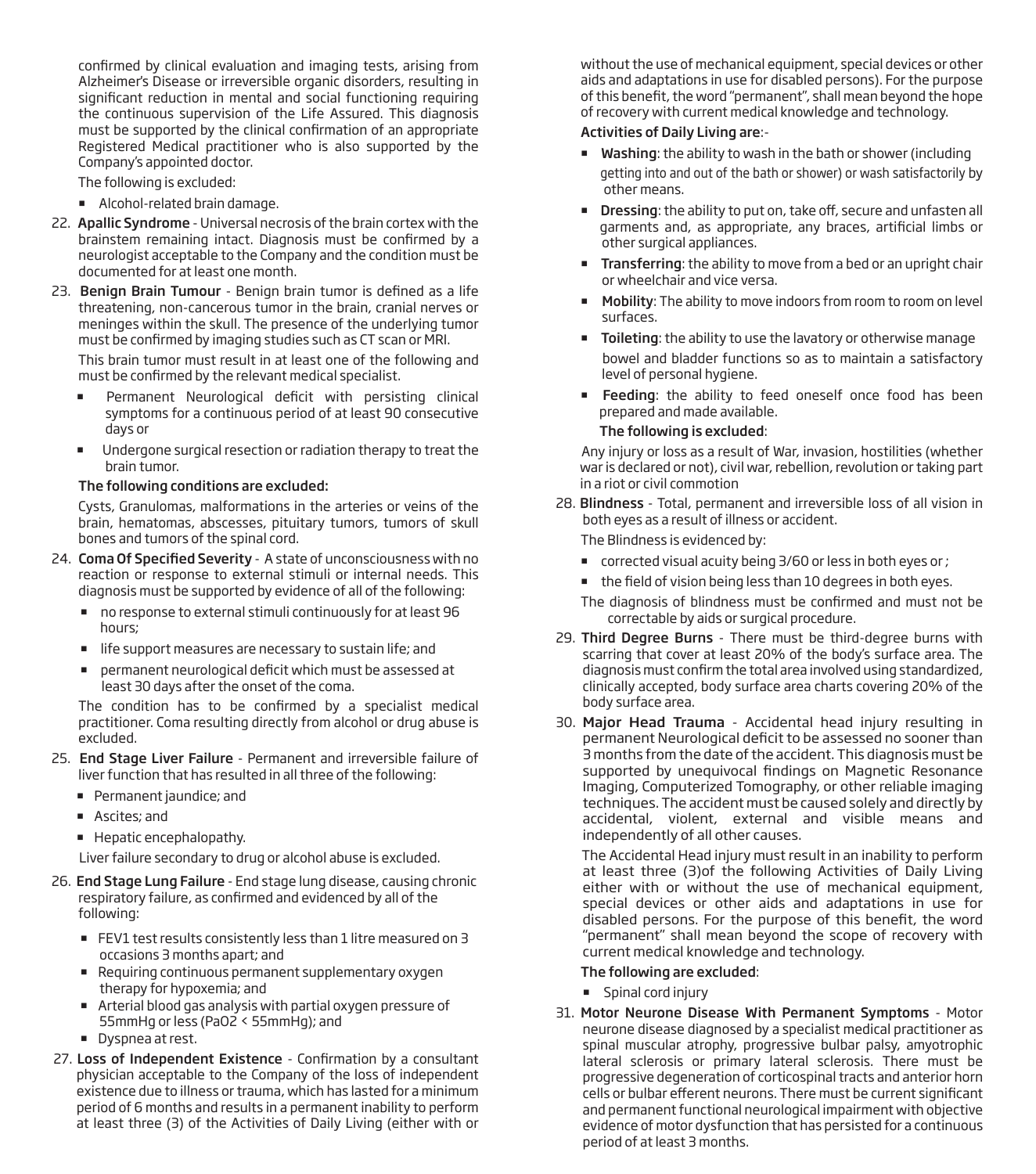confirmed by clinical evaluation and imaging tests, arising from Alzheimer's Disease or irreversible organic disorders, resulting in significant reduction in mental and social functioning requiring the continuous supervision of the Life Assured. This diagnosis must be supported by the clinical confirmation of an appropriate Registered Medical practitioner who is also supported by the Company's appointed doctor.

The following is excluded:

- Alcohol-related brain damage.

22. **Apallic Syndrome** - Universal necrosis of the brain cortex with the brainstem remaining intact. Diagnosis must be confirmed by a neurologist acceptable to the Company and the condition must be documented for at least one month.

23. **Benign Brain Tumour** - Benign brain tumor is defined as a life threatening, non-cancerous tumor in the brain, cranial nerves or meninges within the skull. The presence of the underlying tumor must be confirmed by imaging studies such as CT scan or MRI.

    This brain tumor must result in at least one of the following and must be confirmed by the relevant medical specialist.

    - Permanent Neurological deficit with persisting clinical symptoms for a continuous period of at least 90 consecutive days or
    - Undergone surgical resection or radiation therapy to treat the brain tumor.

    **The following conditions are excluded:**

    Cysts, Granulomas, malformations in the arteries or veins of the brain, hematomas, abscesses, pituitary tumors, tumors of skull bones and tumors of the spinal cord.

24. **Coma Of Specified Severity** - A state of unconsciousness with no reaction or response to external stimuli or internal needs. This diagnosis must be supported by evidence of all of the following:

    - no response to external stimuli continuously for at least 96 hours;
    - life support measures are necessary to sustain life; and
    - permanent neurological deficit which must be assessed at least 30 days after the onset of the coma.

    The condition has to be confirmed by a specialist medical practitioner. Coma resulting directly from alcohol or drug abuse is excluded.

25. **End Stage Liver Failure** - Permanent and irreversible failure of liver function that has resulted in all three of the following:

    - Permanent jaundice; and
    - Ascites; and
    - Hepatic encephalopathy.

    Liver failure secondary to drug or alcohol abuse is excluded.

26. **End Stage Lung Failure** - End stage lung disease, causing chronic respiratory failure, as confirmed and evidenced by all of the following:

    - FEV1 test results consistently less than 1 litre measured on 3 occasions 3 months apart; and
    - Requiring continuous permanent supplementary oxygen therapy for hypoxemia; and
    - Arterial blood gas analysis with partial oxygen pressure of 55mmHg or less ($PaO_2$ < 55mmHg); and
    - Dyspnea at rest.

27. **Loss of Independent Existence** - Confirmation by a consultant physician acceptable to the Company of the loss of independent existence due to illness or trauma, which has lasted for a minimum period of 6 months and results in a permanent inability to perform at least three (3) of the Activities of Daily Living (either with or without the use of mechanical equipment, special devices or other aids and adaptations in use for disabled persons). For the purpose of this benefit, the word "permanent", shall mean beyond the hope of recovery with current medical knowledge and technology.

    **Activities of Daily Living are**:-

    - **Washing**: the ability to wash in the bath or shower (including getting into and out of the bath or shower) or wash satisfactorily by other means.
    - **Dressing**: the ability to put on, take off, secure and unfasten all garments and, as appropriate, any braces, artificial limbs or other surgical appliances.
    - **Transferring**: the ability to move from a bed or an upright chair or wheelchair and vice versa.
    - **Mobility**: The ability to move indoors from room to room on level surfaces.
    - **Toileting**: the ability to use the lavatory or otherwise manage bowel and bladder functions so as to maintain a satisfactory level of personal hygiene.
    - **Feeding**: the ability to feed oneself once food has been prepared and made available.

    **The following is excluded**:

    Any injury or loss as a result of War, invasion, hostilities (whether war is declared or not), civil war, rebellion, revolution or taking part in a riot or civil commotion

28. **Blindness** - Total, permanent and irreversible loss of all vision in both eyes as a result of illness or accident.

    The Blindness is evidenced by:

    - corrected visual acuity being 3/60 or less in both eyes or ;
    - the field of vision being less than 10 degrees in both eyes.

    The diagnosis of blindness must be confirmed and must not be correctable by aids or surgical procedure.

29. **Third Degree Burns** - There must be third-degree burns with scarring that cover at least 20% of the body's surface area. The diagnosis must confirm the total area involved using standardized, clinically accepted, body surface area charts covering 20% of the body surface area.

30. **Major Head Trauma** - Accidental head injury resulting in permanent Neurological deficit to be assessed no sooner than 3 months from the date of the accident. This diagnosis must be supported by unequivocal findings on Magnetic Resonance Imaging, Computerized Tomography, or other reliable imaging techniques. The accident must be caused solely and directly by accidental, violent, external and visible means and independently of all other causes.

    The Accidental Head injury must result in an inability to perform at least three (3)of the following Activities of Daily Living either with or without the use of mechanical equipment, special devices or other aids and adaptations in use for disabled persons. For the purpose of this benefit, the word "permanent" shall mean beyond the scope of recovery with current medical knowledge and technology.

    **The following are excluded**:

    - Spinal cord injury

31. **Motor Neurone Disease With Permanent Symptoms** - Motor neurone disease diagnosed by a specialist medical practitioner as spinal muscular atrophy, progressive bulbar palsy, amyotrophic lateral sclerosis or primary lateral sclerosis. There must be progressive degeneration of corticospinal tracts and anterior horn cells or bulbar efferent neurons. There must be current significant and permanent functional neurological impairment with objective evidence of motor dysfunction that has persisted for a continuous period of at least 3 months.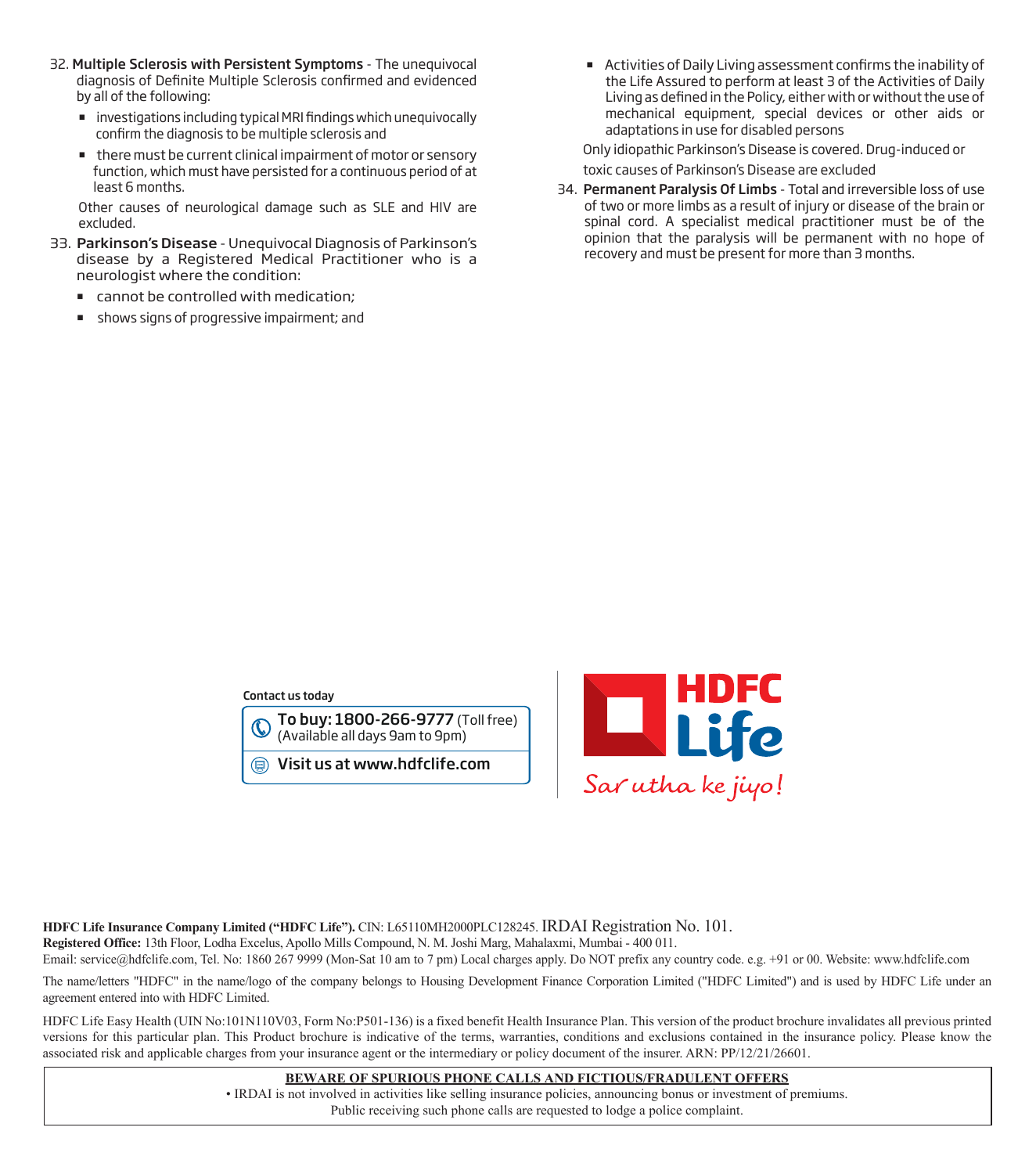32. **Multiple Sclerosis with Persistent Symptoms** - The unequivocal diagnosis of Definite Multiple Sclerosis confirmed and evidenced by all of the following:
    - investigations including typical MRI findings which unequivocally confirm the diagnosis to be multiple sclerosis and
    - there must be current clinical impairment of motor or sensory function, which must have persisted for a continuous period of at least 6 months.

    Other causes of neurological damage such as SLE and HIV are excluded.

33. **Parkinson's Disease** - Unequivocal Diagnosis of Parkinson's disease by a Registered Medical Practitioner who is a neurologist where the condition:
    - cannot be controlled with medication;
    - shows signs of progressive impairment; and
    - Activities of Daily Living assessment confirms the inability of the Life Assured to perform at least 3 of the Activities of Daily Living as defined in the Policy, either with or without the use of mechanical equipment, special devices or other aids or adaptations in use for disabled persons

    Only idiopathic Parkinson's Disease is covered. Drug-induced or toxic causes of Parkinson's Disease are excluded

34. **Permanent Paralysis Of Limbs** - Total and irreversible loss of use of two or more limbs as a result of injury or disease of the brain or spinal cord. A specialist medical practitioner must be of the opinion that the paralysis will be permanent with no hope of recovery and must be present for more than 3 months.

**Contact us today**

**To buy: 1800-266-9777** (Toll free)
(Available all days 9am to 9pm)

**Visit us at www.hdfclife.com**

HDFC Life

Sar utha ke jiyo!

**HDFC Life Insurance Company Limited ("HDFC Life").** CIN: L65110MH2000PLC128245. IRDAI Registration No. 101.

**Registered Office:** 13th Floor, Lodha Excelus, Apollo Mills Compound, N. M. Joshi Marg, Mahalaxmi, Mumbai - 400 011.

Email: service@hdfclife.com, Tel. No: 1860 267 9999 (Mon-Sat 10 am to 7 pm) Local charges apply. Do NOT prefix any country code. e.g. +91 or 00. Website: www.hdfclife.com

The name/letters "HDFC" in the name/logo of the company belongs to Housing Development Finance Corporation Limited ("HDFC Limited") and is used by HDFC Life under an agreement entered into with HDFC Limited.

HDFC Life Easy Health (UIN No:101N110V03, Form No:P501-136) is a fixed benefit Health Insurance Plan. This version of the product brochure invalidates all previous printed versions for this particular plan. This Product brochure is indicative of the terms, warranties, conditions and exclusions contained in the insurance policy. Please know the associated risk and applicable charges from your insurance agent or the intermediary or policy document of the insurer. ARN: PP/12/21/26601.

**BEWARE OF SPURIOUS PHONE CALLS AND FICTIOUS/FRADULENT OFFERS**

• IRDAI is not involved in activities like selling insurance policies, announcing bonus or investment of premiums.
Public receiving such phone calls are requested to lodge a police complaint.